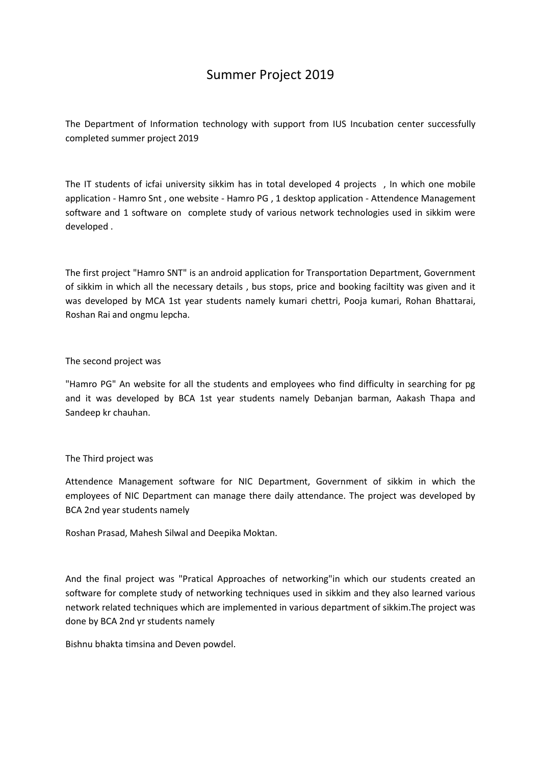# Summer Project 2019

The Department of Information technology with support from IUS Incubation center successfully completed summer project 2019

The IT students of icfai university sikkim has in total developed 4 projects , In which one mobile application - Hamro Snt , one website - Hamro PG , 1 desktop application - Attendence Management software and 1 software on complete study of various network technologies used in sikkim were developed .

The first project "Hamro SNT" is an android application for Transportation Department, Government of sikkim in which all the necessary details , bus stops, price and booking faciltity was given and it was developed by MCA 1st year students namely kumari chettri, Pooja kumari, Rohan Bhattarai, Roshan Rai and ongmu lepcha.

The second project was

"Hamro PG" An website for all the students and employees who find difficulty in searching for pg and it was developed by BCA 1st year students namely Debanjan barman, Aakash Thapa and Sandeep kr chauhan.

The Third project was

Attendence Management software for NIC Department, Government of sikkim in which the employees of NIC Department can manage there daily attendance. The project was developed by BCA 2nd year students namely

Roshan Prasad, Mahesh Silwal and Deepika Moktan.

And the final project was "Pratical Approaches of networking"in which our students created an software for complete study of networking techniques used in sikkim and they also learned various network related techniques which are implemented in various department of sikkim.The project was done by BCA 2nd yr students namely

Bishnu bhakta timsina and Deven powdel.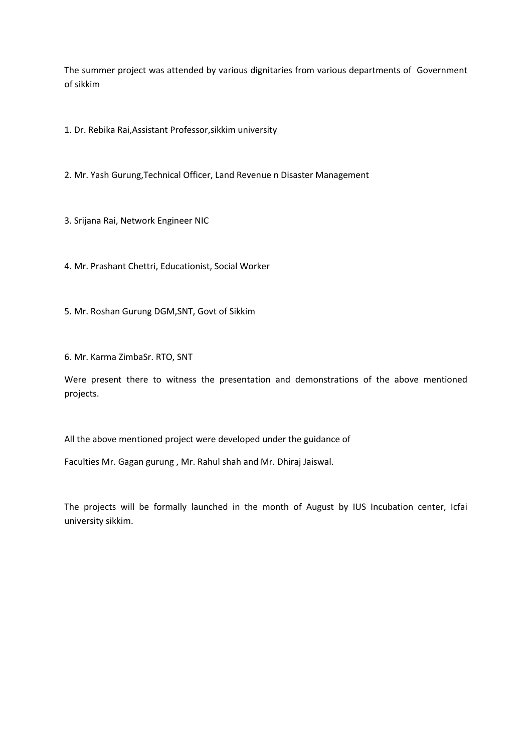The summer project was attended by various dignitaries from various departments of Government of sikkim

1. Dr. Rebika Rai,Assistant Professor,sikkim university

2. Mr. Yash Gurung,Technical Officer, Land Revenue n Disaster Management

3. Srijana Rai, Network Engineer NIC

4. Mr. Prashant Chettri, Educationist, Social Worker

5. Mr. Roshan Gurung DGM,SNT, Govt of Sikkim

6. Mr. Karma ZimbaSr. RTO, SNT

Were present there to witness the presentation and demonstrations of the above mentioned projects.

All the above mentioned project were developed under the guidance of

Faculties Mr. Gagan gurung , Mr. Rahul shah and Mr. Dhiraj Jaiswal.

The projects will be formally launched in the month of August by IUS Incubation center, Icfai university sikkim.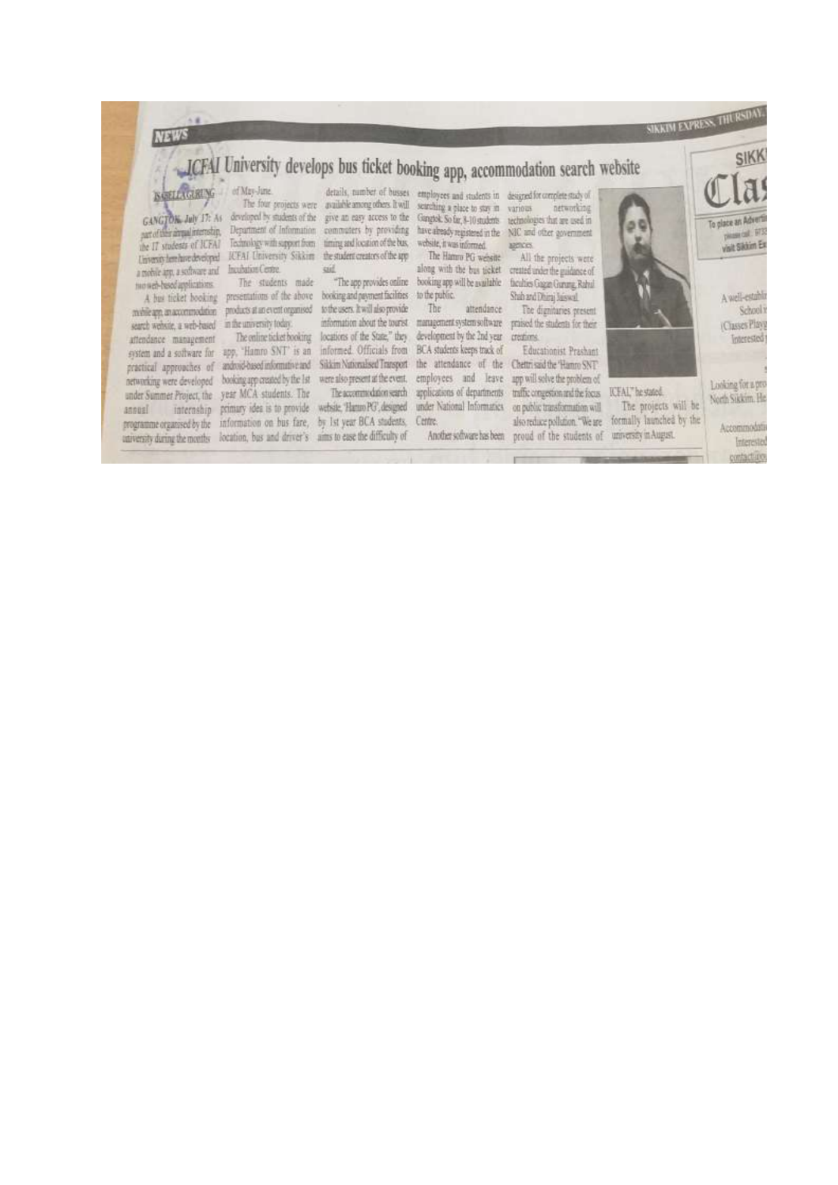# ICFAI University develops bus ticket booking app, accommodation search website

ISABELLA GURUNG

GANGTOK, July 17: As part of their annual internship, the IT students of ICFAI University here have developed a mobile app, a software and two web-based applications.

A bus ticket booking mobile app, an accommodation search website, a web-based attendance management system and a software for practical approaches of networking were developed under Summer Project, the annual internship programme organised by the university during the months of May-June.

The four projects were developed by students of the Department of Information Technology with support from ICFAI University Sikkim Incubation Centre.

The students made presentations of the above products at an event organised in the university today.

The online ticket booking app, 'Hamro SNT' is an android-based informative and booking app created by the 1st year MCA students. The primary idea is to provide information on bus fare, location, bus and driver's details, number of busses available among others. It will give an easy access to the commuters by providing timing and location of the bus, the student creators of the app said.

"The app provides online booking and payment facilities to the users. It will also provide information about the tourist locations of the State," they informed. Officials from Sikkim Nationalised Transport were also present at the event.

The accommodation search website, 'Hamro PG', designed by 1st year BCA students, aims to ease the difficulty of employees and students in searching a place to stay in Gangtok. So far, 8-10 students have already registered in the website, it was informed.

The Hamro PG website along with the bus ticket booking app will be available to the public.

The attendance management system software development by the 2nd year BCA students keeps track of the attendance of the employees and leave applications of departments under National Informatics Centre.

Another software has been designed for complete study of various networking technologies that are used in NIC and other government agencies.

All the projects were created under the guidance of faculties Gagan Gurung, Rahul Shah and Dhiraj Jaiswal.

The dignitaries present praised the students for their creations.

Educationist Prashant Chettri said the 'Hamro SNT' app will solve the problem of traffic congestion and the focus on public transformation will also reduce pollution. "We are proud of the students of ICFAI," he stated.

The projects will be formally launched by the university in August.